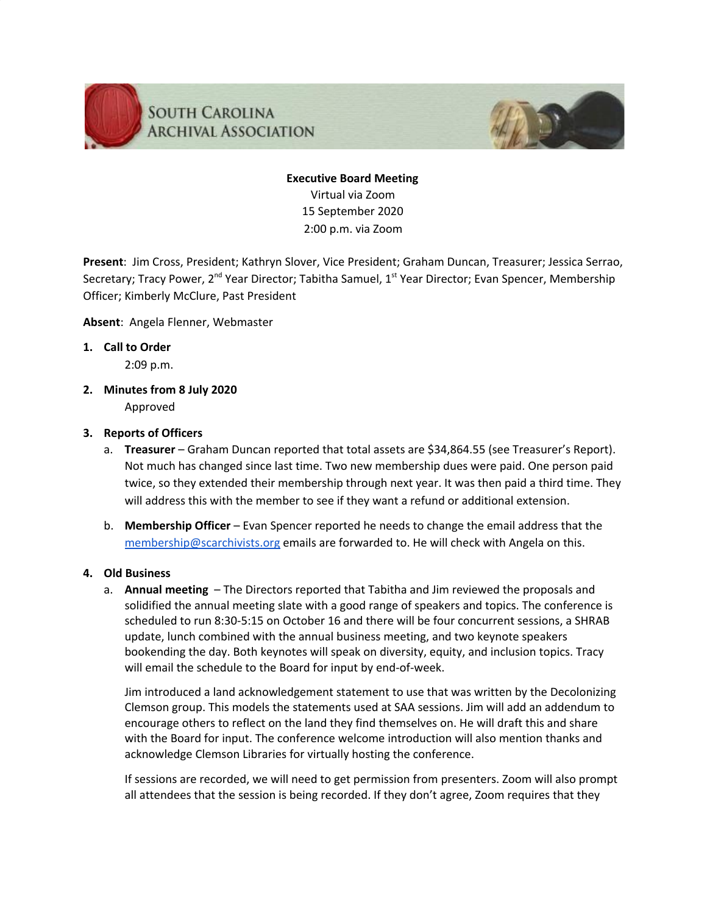SOUTH CAROLINA ARCHIVAL ASSOCIATION

**Executive Board Meeting**
Virtual via Zoom
15 September 2020
2:00 p.m. via Zoom

**Present**: Jim Cross, President; Kathryn Slover, Vice President; Graham Duncan, Treasurer; Jessica Serrao, Secretary; Tracy Power, 2nd Year Director; Tabitha Samuel, 1st Year Director; Evan Spencer, Membership Officer; Kimberly McClure, Past President

**Absent**: Angela Flenner, Webmaster

1. **Call to Order**

   2:09 p.m.

2. **Minutes from 8 July 2020**

   Approved

3. **Reports of Officers**

   a. **Treasurer** – Graham Duncan reported that total assets are $34,864.55 (see Treasurer's Report). Not much has changed since last time. Two new membership dues were paid. One person paid twice, so they extended their membership through next year. It was then paid a third time. They will address this with the member to see if they want a refund or additional extension.

   b. **Membership Officer** – Evan Spencer reported he needs to change the email address that the [membership@scarchivists.org](mailto:membership@scarchivists.org) emails are forwarded to. He will check with Angela on this.

4. **Old Business**

   a. **Annual meeting** – The Directors reported that Tabitha and Jim reviewed the proposals and solidified the annual meeting slate with a good range of speakers and topics. The conference is scheduled to run 8:30-5:15 on October 16 and there will be four concurrent sessions, a SHRAB update, lunch combined with the annual business meeting, and two keynote speakers bookending the day. Both keynotes will speak on diversity, equity, and inclusion topics. Tracy will email the schedule to the Board for input by end-of-week.

      Jim introduced a land acknowledgement statement to use that was written by the Decolonizing Clemson group. This models the statements used at SAA sessions. Jim will add an addendum to encourage others to reflect on the land they find themselves on. He will draft this and share with the Board for input. The conference welcome introduction will also mention thanks and acknowledge Clemson Libraries for virtually hosting the conference.

      If sessions are recorded, we will need to get permission from presenters. Zoom will also prompt all attendees that the session is being recorded. If they don't agree, Zoom requires that they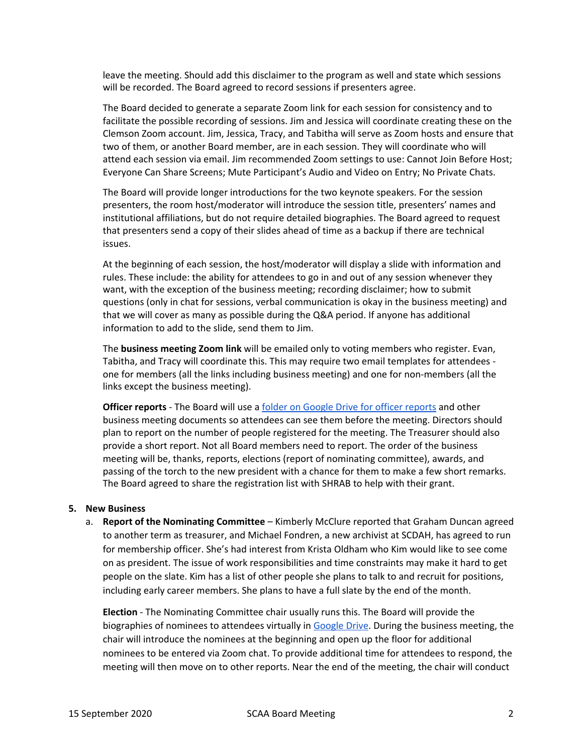leave the meeting. Should add this disclaimer to the program as well and state which sessions will be recorded. The Board agreed to record sessions if presenters agree.

The Board decided to generate a separate Zoom link for each session for consistency and to facilitate the possible recording of sessions. Jim and Jessica will coordinate creating these on the Clemson Zoom account. Jim, Jessica, Tracy, and Tabitha will serve as Zoom hosts and ensure that two of them, or another Board member, are in each session. They will coordinate who will attend each session via email. Jim recommended Zoom settings to use: Cannot Join Before Host; Everyone Can Share Screens; Mute Participant's Audio and Video on Entry; No Private Chats.

The Board will provide longer introductions for the two keynote speakers. For the session presenters, the room host/moderator will introduce the session title, presenters' names and institutional affiliations, but do not require detailed biographies. The Board agreed to request that presenters send a copy of their slides ahead of time as a backup if there are technical issues.

At the beginning of each session, the host/moderator will display a slide with information and rules. These include: the ability for attendees to go in and out of any session whenever they want, with the exception of the business meeting; recording disclaimer; how to submit questions (only in chat for sessions, verbal communication is okay in the business meeting) and that we will cover as many as possible during the Q&A period. If anyone has additional information to add to the slide, send them to Jim.

The **business meeting Zoom link** will be emailed only to voting members who register. Evan, Tabitha, and Tracy will coordinate this. This may require two email templates for attendees - one for members (all the links including business meeting) and one for non-members (all the links except the business meeting).

**Officer reports** - The Board will use a folder on Google Drive for officer reports and other business meeting documents so attendees can see them before the meeting. Directors should plan to report on the number of people registered for the meeting. The Treasurer should also provide a short report. Not all Board members need to report. The order of the business meeting will be, thanks, reports, elections (report of nominating committee), awards, and passing of the torch to the new president with a chance for them to make a few short remarks. The Board agreed to share the registration list with SHRAB to help with their grant.

5. **New Business**

   a. **Report of the Nominating Committee** – Kimberly McClure reported that Graham Duncan agreed to another term as treasurer, and Michael Fondren, a new archivist at SCDAH, has agreed to run for membership officer. She's had interest from Krista Oldham who Kim would like to see come on as president. The issue of work responsibilities and time constraints may make it hard to get people on the slate. Kim has a list of other people she plans to talk to and recruit for positions, including early career members. She plans to have a full slate by the end of the month.

   **Election** - The Nominating Committee chair usually runs this. The Board will provide the biographies of nominees to attendees virtually in Google Drive. During the business meeting, the chair will introduce the nominees at the beginning and open up the floor for additional nominees to be entered via Zoom chat. To provide additional time for attendees to respond, the meeting will then move on to other reports. Near the end of the meeting, the chair will conduct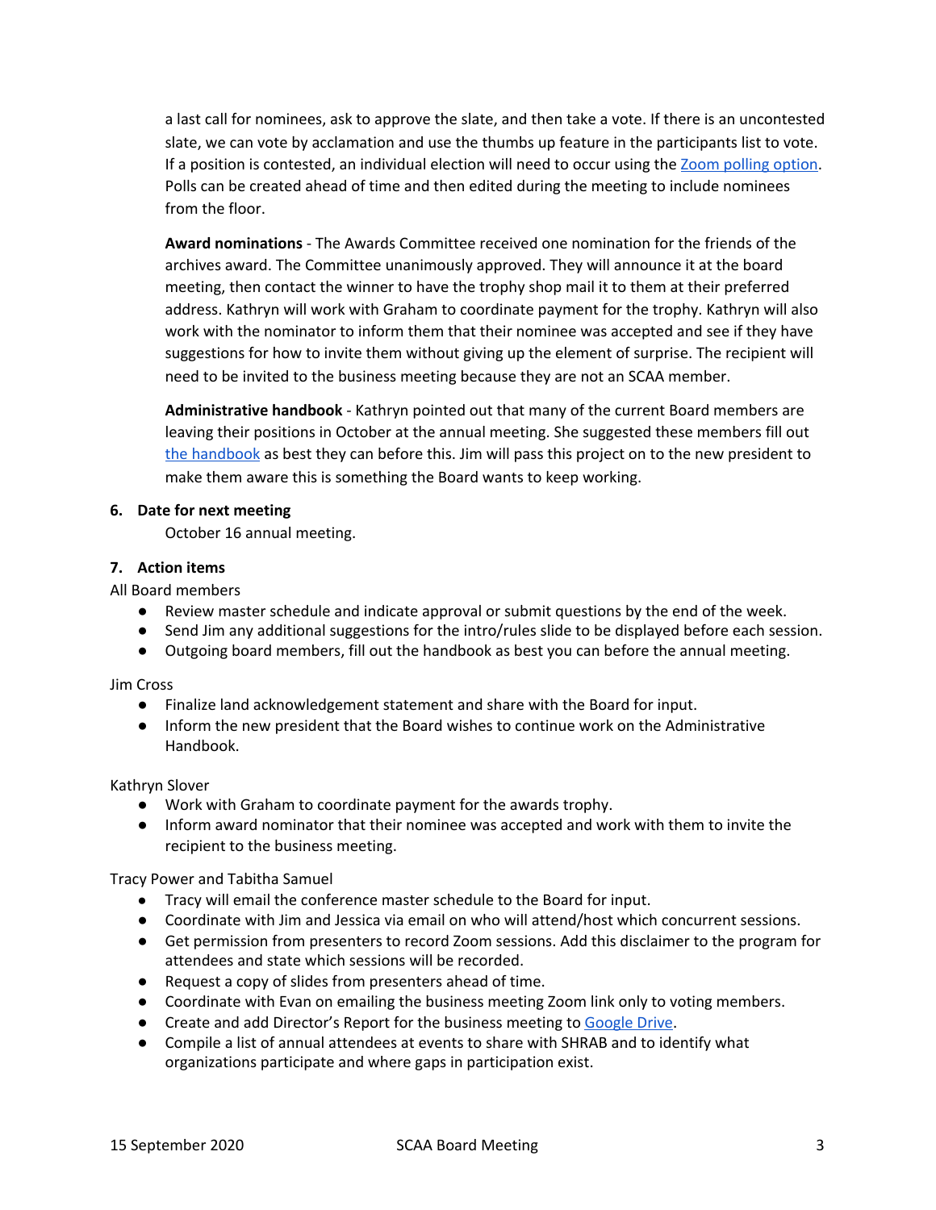a last call for nominees, ask to approve the slate, and then take a vote. If there is an uncontested slate, we can vote by acclamation and use the thumbs up feature in the participants list to vote. If a position is contested, an individual election will need to occur using the [Zoom polling option](). Polls can be created ahead of time and then edited during the meeting to include nominees from the floor.

**Award nominations** - The Awards Committee received one nomination for the friends of the archives award. The Committee unanimously approved. They will announce it at the board meeting, then contact the winner to have the trophy shop mail it to them at their preferred address. Kathryn will work with Graham to coordinate payment for the trophy. Kathryn will also work with the nominator to inform them that their nominee was accepted and see if they have suggestions for how to invite them without giving up the element of surprise. The recipient will need to be invited to the business meeting because they are not an SCAA member.

**Administrative handbook** - Kathryn pointed out that many of the current Board members are leaving their positions in October at the annual meeting. She suggested these members fill out [the handbook]() as best they can before this. Jim will pass this project on to the new president to make them aware this is something the Board wants to keep working.

**6. Date for next meeting**

October 16 annual meeting.

**7. Action items**

All Board members

- Review master schedule and indicate approval or submit questions by the end of the week.
- Send Jim any additional suggestions for the intro/rules slide to be displayed before each session.
- Outgoing board members, fill out the handbook as best you can before the annual meeting.

Jim Cross

- Finalize land acknowledgement statement and share with the Board for input.
- Inform the new president that the Board wishes to continue work on the Administrative Handbook.

Kathryn Slover

- Work with Graham to coordinate payment for the awards trophy.
- Inform award nominator that their nominee was accepted and work with them to invite the recipient to the business meeting.

Tracy Power and Tabitha Samuel

- Tracy will email the conference master schedule to the Board for input.
- Coordinate with Jim and Jessica via email on who will attend/host which concurrent sessions.
- Get permission from presenters to record Zoom sessions. Add this disclaimer to the program for attendees and state which sessions will be recorded.
- Request a copy of slides from presenters ahead of time.
- Coordinate with Evan on emailing the business meeting Zoom link only to voting members.
- Create and add Director's Report for the business meeting to [Google Drive]().
- Compile a list of annual attendees at events to share with SHRAB and to identify what organizations participate and where gaps in participation exist.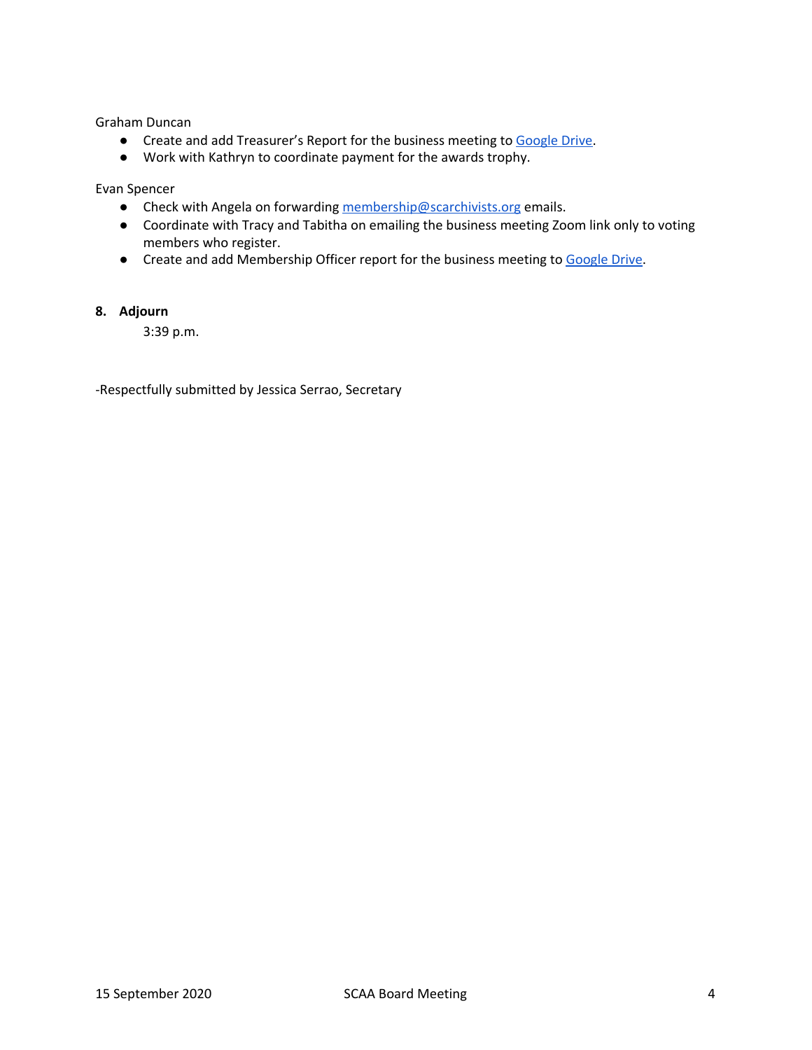Graham Duncan

- Create and add Treasurer's Report for the business meeting to Google Drive.
- Work with Kathryn to coordinate payment for the awards trophy.

Evan Spencer

- Check with Angela on forwarding membership@scarchivists.org emails.
- Coordinate with Tracy and Tabitha on emailing the business meeting Zoom link only to voting members who register.
- Create and add Membership Officer report for the business meeting to Google Drive.

**8. Adjourn**

3:39 p.m.

-Respectfully submitted by Jessica Serrao, Secretary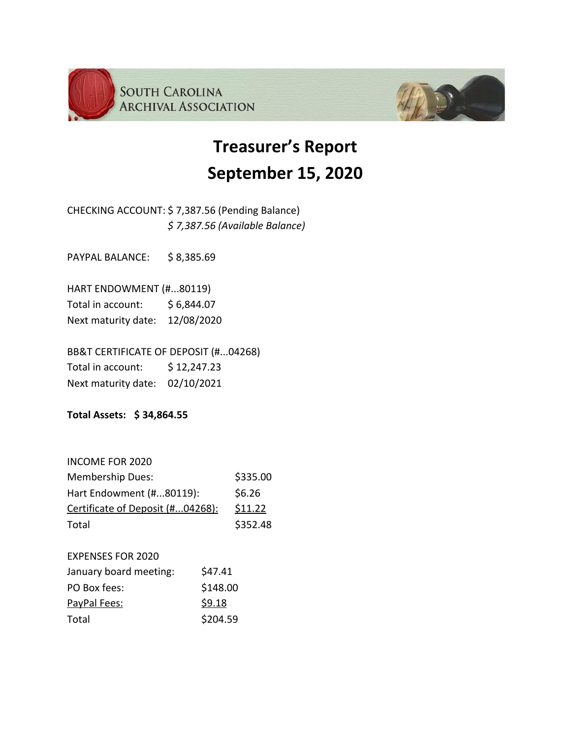South Carolina Archival Association

# Treasurer's Report
# September 15, 2020

CHECKING ACCOUNT: $ 7,387.56 (Pending Balance)
*$ 7,387.56 (Available Balance)*

PAYPAL BALANCE: $ 8,385.69

HART ENDOWMENT (#...80119)
Total in account: $ 6,844.07
Next maturity date: 12/08/2020

BB&T CERTIFICATE OF DEPOSIT (#...04268)
Total in account: $ 12,247.23
Next maturity date: 02/10/2021

**Total Assets: $ 34,864.55**

INCOME FOR 2020

| | |
|---|---|
| Membership Dues: | $335.00 |
| Hart Endowment (#...80119): | $6.26 |
| Certificate of Deposit (#...04268): | $11.22 |
| Total | $352.48 |

EXPENSES FOR 2020

| | |
|---|---|
| January board meeting: | $47.41 |
| PO Box fees: | $148.00 |
| PayPal Fees: | $9.18 |
| Total | $204.59 |